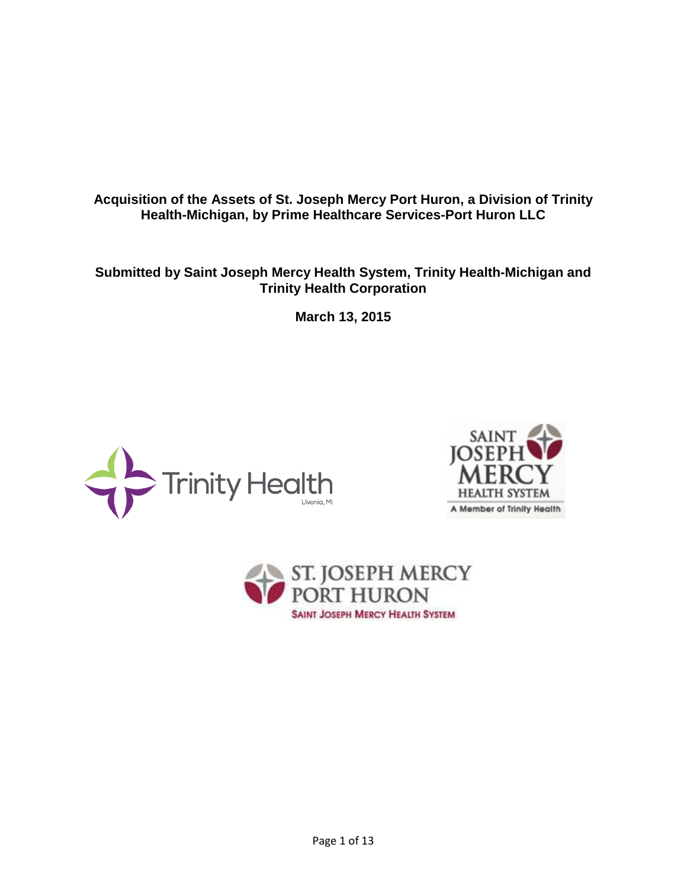**Acquisition of the Assets of St. Joseph Mercy Port Huron, a Division of Trinity Health-Michigan, by Prime Healthcare Services-Port Huron LLC**

**Submitted by Saint Joseph Mercy Health System, Trinity Health-Michigan and Trinity Health Corporation**

**March 13, 2015**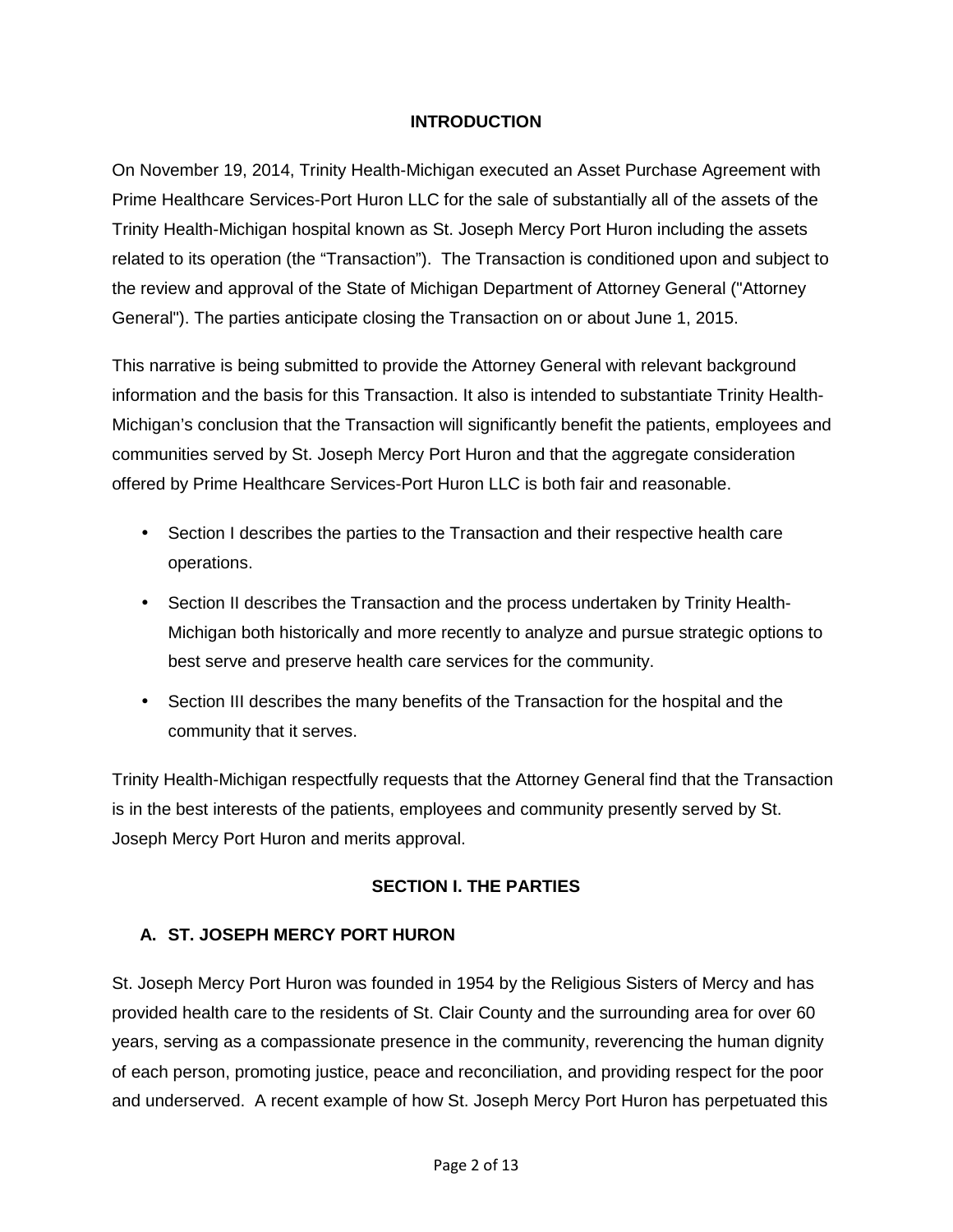## INTRODUCTION

On November 19, 2014, Trinity Health-Michigan executed an Asset Purchase Agreement with Prime Healthcare Services-Port Huron LLC for the sale of substantially all of the assets of the Trinity Health-Michigan hospital known as St. Joseph Mercy Port Huron including the assets related to its operation (the "Transaction"). The Transaction is conditioned upon and subject to the review and approval of the State of Michigan Department of Attorney General ("Attorney General"). The parties anticipate closing the Transaction on or about June 1, 2015.

This narrative is being submitted to provide the Attorney General with relevant background information and the basis for this Transaction. It also is intended to substantiate Trinity Health-Michigan's conclusion that the Transaction will significantly benefit the patients, employees and communities served by St. Joseph Mercy Port Huron and that the aggregate consideration offered by Prime Healthcare Services-Port Huron LLC is both fair and reasonable.

- Section I describes the parties to the Transaction and their respective health care operations.
- Section II describes the Transaction and the process undertaken by Trinity Health-Michigan both historically and more recently to analyze and pursue strategic options to best serve and preserve health care services for the community.
- Section III describes the many benefits of the Transaction for the hospital and the community that it serves.

Trinity Health-Michigan respectfully requests that the Attorney General find that the Transaction is in the best interests of the patients, employees and community presently served by St. Joseph Mercy Port Huron and merits approval.

## SECTION I. THE PARTIES

### A. ST. JOSEPH MERCY PORT HURON

St. Joseph Mercy Port Huron was founded in 1954 by the Religious Sisters of Mercy and has provided health care to the residents of St. Clair County and the surrounding area for over 60 years, serving as a compassionate presence in the community, reverencing the human dignity of each person, promoting justice, peace and reconciliation, and providing respect for the poor and underserved. A recent example of how St. Joseph Mercy Port Huron has perpetuated this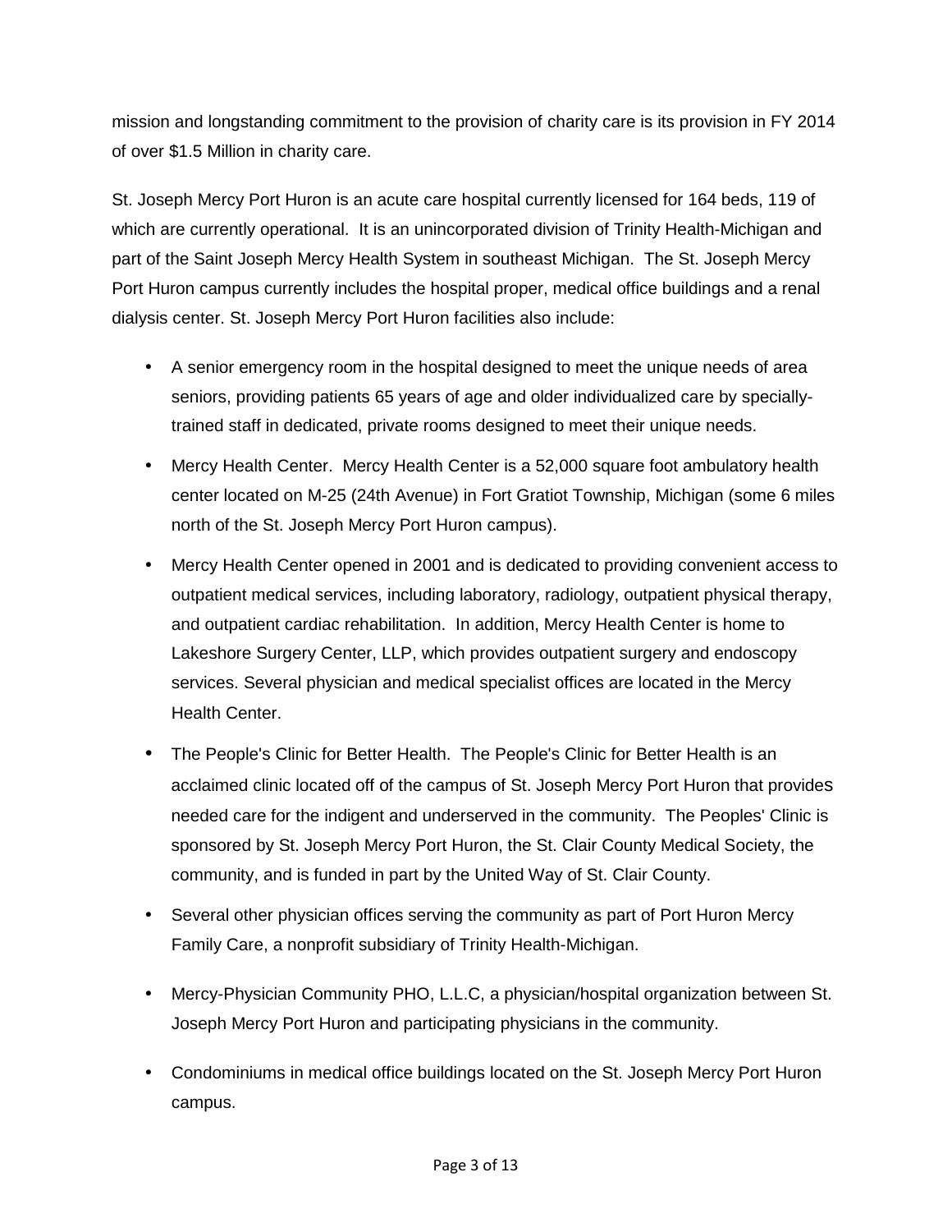mission and longstanding commitment to the provision of charity care is its provision in FY 2014 of over $1.5 Million in charity care.

St. Joseph Mercy Port Huron is an acute care hospital currently licensed for 164 beds, 119 of which are currently operational. It is an unincorporated division of Trinity Health-Michigan and part of the Saint Joseph Mercy Health System in southeast Michigan. The St. Joseph Mercy Port Huron campus currently includes the hospital proper, medical office buildings and a renal dialysis center. St. Joseph Mercy Port Huron facilities also include:

- A senior emergency room in the hospital designed to meet the unique needs of area seniors, providing patients 65 years of age and older individualized care by specially-trained staff in dedicated, private rooms designed to meet their unique needs.
- Mercy Health Center. Mercy Health Center is a 52,000 square foot ambulatory health center located on M-25 (24th Avenue) in Fort Gratiot Township, Michigan (some 6 miles north of the St. Joseph Mercy Port Huron campus).
- Mercy Health Center opened in 2001 and is dedicated to providing convenient access to outpatient medical services, including laboratory, radiology, outpatient physical therapy, and outpatient cardiac rehabilitation. In addition, Mercy Health Center is home to Lakeshore Surgery Center, LLP, which provides outpatient surgery and endoscopy services. Several physician and medical specialist offices are located in the Mercy Health Center.
- The People's Clinic for Better Health. The People's Clinic for Better Health is an acclaimed clinic located off of the campus of St. Joseph Mercy Port Huron that provides needed care for the indigent and underserved in the community. The Peoples' Clinic is sponsored by St. Joseph Mercy Port Huron, the St. Clair County Medical Society, the community, and is funded in part by the United Way of St. Clair County.
- Several other physician offices serving the community as part of Port Huron Mercy Family Care, a nonprofit subsidiary of Trinity Health-Michigan.
- Mercy-Physician Community PHO, L.L.C, a physician/hospital organization between St. Joseph Mercy Port Huron and participating physicians in the community.
- Condominiums in medical office buildings located on the St. Joseph Mercy Port Huron campus.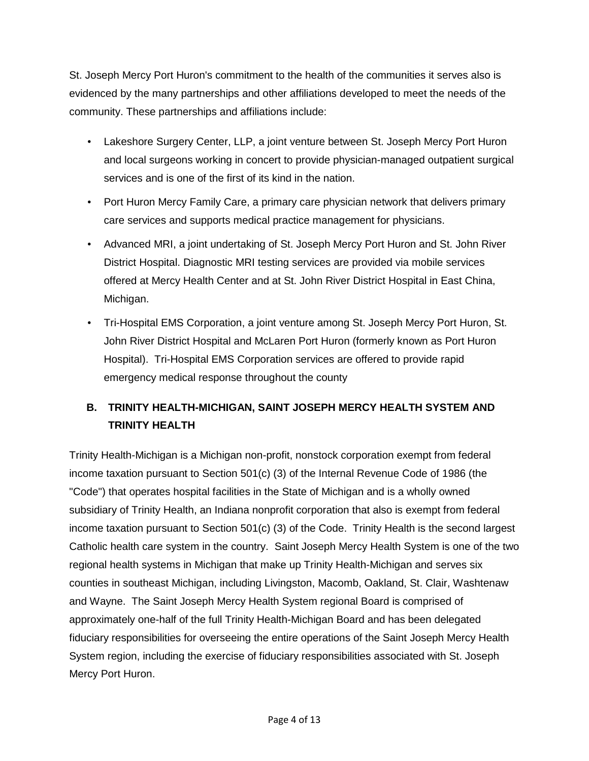St. Joseph Mercy Port Huron's commitment to the health of the communities it serves also is evidenced by the many partnerships and other affiliations developed to meet the needs of the community. These partnerships and affiliations include:

- Lakeshore Surgery Center, LLP, a joint venture between St. Joseph Mercy Port Huron and local surgeons working in concert to provide physician-managed outpatient surgical services and is one of the first of its kind in the nation.
- Port Huron Mercy Family Care, a primary care physician network that delivers primary care services and supports medical practice management for physicians.
- Advanced MRI, a joint undertaking of St. Joseph Mercy Port Huron and St. John River District Hospital. Diagnostic MRI testing services are provided via mobile services offered at Mercy Health Center and at St. John River District Hospital in East China, Michigan.
- Tri-Hospital EMS Corporation, a joint venture among St. Joseph Mercy Port Huron, St. John River District Hospital and McLaren Port Huron (formerly known as Port Huron Hospital). Tri-Hospital EMS Corporation services are offered to provide rapid emergency medical response throughout the county

## B. TRINITY HEALTH-MICHIGAN, SAINT JOSEPH MERCY HEALTH SYSTEM AND TRINITY HEALTH

Trinity Health-Michigan is a Michigan non-profit, nonstock corporation exempt from federal income taxation pursuant to Section 501(c) (3) of the Internal Revenue Code of 1986 (the "Code") that operates hospital facilities in the State of Michigan and is a wholly owned subsidiary of Trinity Health, an Indiana nonprofit corporation that also is exempt from federal income taxation pursuant to Section 501(c) (3) of the Code. Trinity Health is the second largest Catholic health care system in the country. Saint Joseph Mercy Health System is one of the two regional health systems in Michigan that make up Trinity Health-Michigan and serves six counties in southeast Michigan, including Livingston, Macomb, Oakland, St. Clair, Washtenaw and Wayne. The Saint Joseph Mercy Health System regional Board is comprised of approximately one-half of the full Trinity Health-Michigan Board and has been delegated fiduciary responsibilities for overseeing the entire operations of the Saint Joseph Mercy Health System region, including the exercise of fiduciary responsibilities associated with St. Joseph Mercy Port Huron.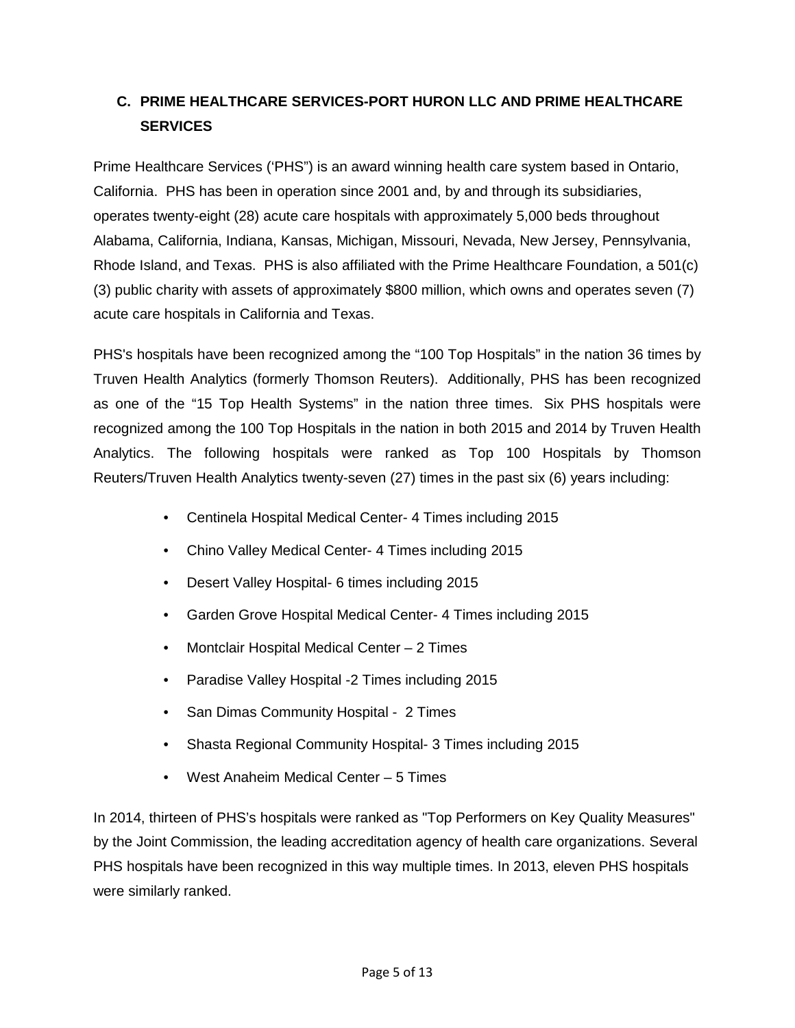## C. PRIME HEALTHCARE SERVICES-PORT HURON LLC AND PRIME HEALTHCARE SERVICES

Prime Healthcare Services (‘PHS”) is an award winning health care system based in Ontario, California. PHS has been in operation since 2001 and, by and through its subsidiaries, operates twenty-eight (28) acute care hospitals with approximately 5,000 beds throughout Alabama, California, Indiana, Kansas, Michigan, Missouri, Nevada, New Jersey, Pennsylvania, Rhode Island, and Texas. PHS is also affiliated with the Prime Healthcare Foundation, a 501(c)(3) public charity with assets of approximately $800 million, which owns and operates seven (7) acute care hospitals in California and Texas.

PHS's hospitals have been recognized among the “100 Top Hospitals” in the nation 36 times by Truven Health Analytics (formerly Thomson Reuters). Additionally, PHS has been recognized as one of the “15 Top Health Systems” in the nation three times. Six PHS hospitals were recognized among the 100 Top Hospitals in the nation in both 2015 and 2014 by Truven Health Analytics. The following hospitals were ranked as Top 100 Hospitals by Thomson Reuters/Truven Health Analytics twenty-seven (27) times in the past six (6) years including:

- Centinela Hospital Medical Center- 4 Times including 2015
- Chino Valley Medical Center- 4 Times including 2015
- Desert Valley Hospital- 6 times including 2015
- Garden Grove Hospital Medical Center- 4 Times including 2015
- Montclair Hospital Medical Center – 2 Times
- Paradise Valley Hospital -2 Times including 2015
- San Dimas Community Hospital - 2 Times
- Shasta Regional Community Hospital- 3 Times including 2015
- West Anaheim Medical Center – 5 Times

In 2014, thirteen of PHS’s hospitals were ranked as "Top Performers on Key Quality Measures" by the Joint Commission, the leading accreditation agency of health care organizations. Several PHS hospitals have been recognized in this way multiple times. In 2013, eleven PHS hospitals were similarly ranked.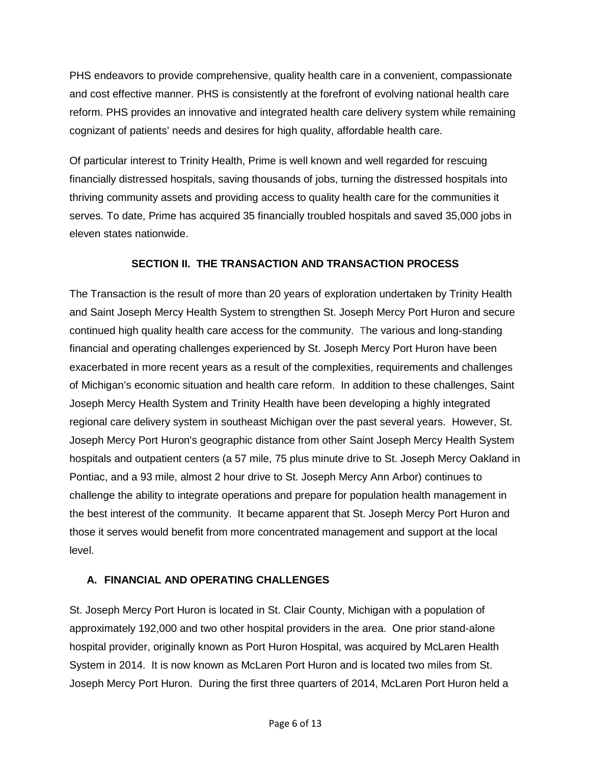PHS endeavors to provide comprehensive, quality health care in a convenient, compassionate and cost effective manner. PHS is consistently at the forefront of evolving national health care reform. PHS provides an innovative and integrated health care delivery system while remaining cognizant of patients' needs and desires for high quality, affordable health care.

Of particular interest to Trinity Health, Prime is well known and well regarded for rescuing financially distressed hospitals, saving thousands of jobs, turning the distressed hospitals into thriving community assets and providing access to quality health care for the communities it serves. To date, Prime has acquired 35 financially troubled hospitals and saved 35,000 jobs in eleven states nationwide.

## SECTION II. THE TRANSACTION AND TRANSACTION PROCESS

The Transaction is the result of more than 20 years of exploration undertaken by Trinity Health and Saint Joseph Mercy Health System to strengthen St. Joseph Mercy Port Huron and secure continued high quality health care access for the community. The various and long-standing financial and operating challenges experienced by St. Joseph Mercy Port Huron have been exacerbated in more recent years as a result of the complexities, requirements and challenges of Michigan's economic situation and health care reform. In addition to these challenges, Saint Joseph Mercy Health System and Trinity Health have been developing a highly integrated regional care delivery system in southeast Michigan over the past several years. However, St. Joseph Mercy Port Huron's geographic distance from other Saint Joseph Mercy Health System hospitals and outpatient centers (a 57 mile, 75 plus minute drive to St. Joseph Mercy Oakland in Pontiac, and a 93 mile, almost 2 hour drive to St. Joseph Mercy Ann Arbor) continues to challenge the ability to integrate operations and prepare for population health management in the best interest of the community. It became apparent that St. Joseph Mercy Port Huron and those it serves would benefit from more concentrated management and support at the local level.

### A. FINANCIAL AND OPERATING CHALLENGES

St. Joseph Mercy Port Huron is located in St. Clair County, Michigan with a population of approximately 192,000 and two other hospital providers in the area. One prior stand-alone hospital provider, originally known as Port Huron Hospital, was acquired by McLaren Health System in 2014. It is now known as McLaren Port Huron and is located two miles from St. Joseph Mercy Port Huron. During the first three quarters of 2014, McLaren Port Huron held a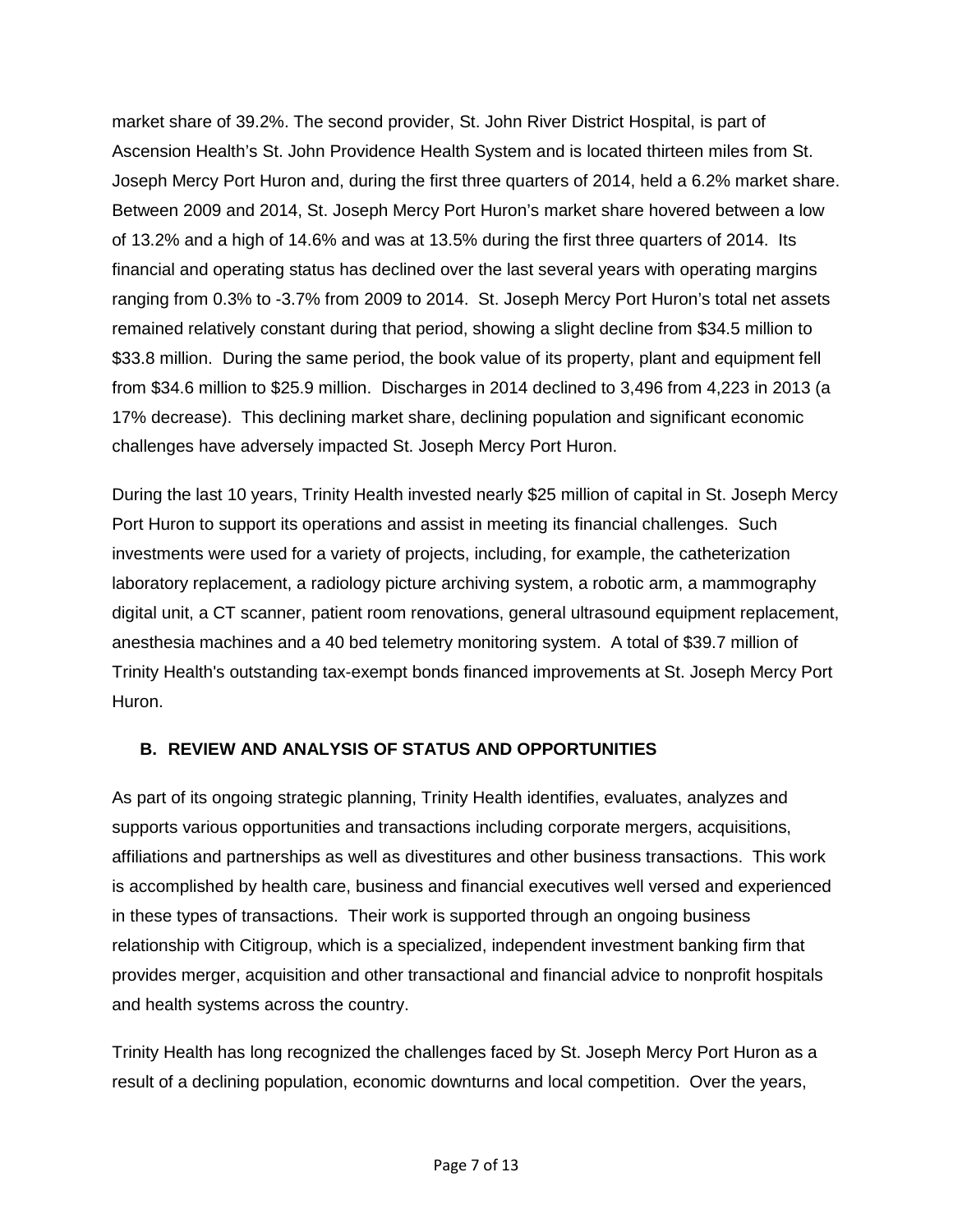market share of 39.2%. The second provider, St. John River District Hospital, is part of Ascension Health's St. John Providence Health System and is located thirteen miles from St. Joseph Mercy Port Huron and, during the first three quarters of 2014, held a 6.2% market share. Between 2009 and 2014, St. Joseph Mercy Port Huron's market share hovered between a low of 13.2% and a high of 14.6% and was at 13.5% during the first three quarters of 2014. Its financial and operating status has declined over the last several years with operating margins ranging from 0.3% to -3.7% from 2009 to 2014. St. Joseph Mercy Port Huron's total net assets remained relatively constant during that period, showing a slight decline from $34.5 million to $33.8 million. During the same period, the book value of its property, plant and equipment fell from $34.6 million to $25.9 million. Discharges in 2014 declined to 3,496 from 4,223 in 2013 (a 17% decrease). This declining market share, declining population and significant economic challenges have adversely impacted St. Joseph Mercy Port Huron.

During the last 10 years, Trinity Health invested nearly $25 million of capital in St. Joseph Mercy Port Huron to support its operations and assist in meeting its financial challenges. Such investments were used for a variety of projects, including, for example, the catheterization laboratory replacement, a radiology picture archiving system, a robotic arm, a mammography digital unit, a CT scanner, patient room renovations, general ultrasound equipment replacement, anesthesia machines and a 40 bed telemetry monitoring system. A total of $39.7 million of Trinity Health's outstanding tax-exempt bonds financed improvements at St. Joseph Mercy Port Huron.

## B. REVIEW AND ANALYSIS OF STATUS AND OPPORTUNITIES

As part of its ongoing strategic planning, Trinity Health identifies, evaluates, analyzes and supports various opportunities and transactions including corporate mergers, acquisitions, affiliations and partnerships as well as divestitures and other business transactions. This work is accomplished by health care, business and financial executives well versed and experienced in these types of transactions. Their work is supported through an ongoing business relationship with Citigroup, which is a specialized, independent investment banking firm that provides merger, acquisition and other transactional and financial advice to nonprofit hospitals and health systems across the country.

Trinity Health has long recognized the challenges faced by St. Joseph Mercy Port Huron as a result of a declining population, economic downturns and local competition. Over the years,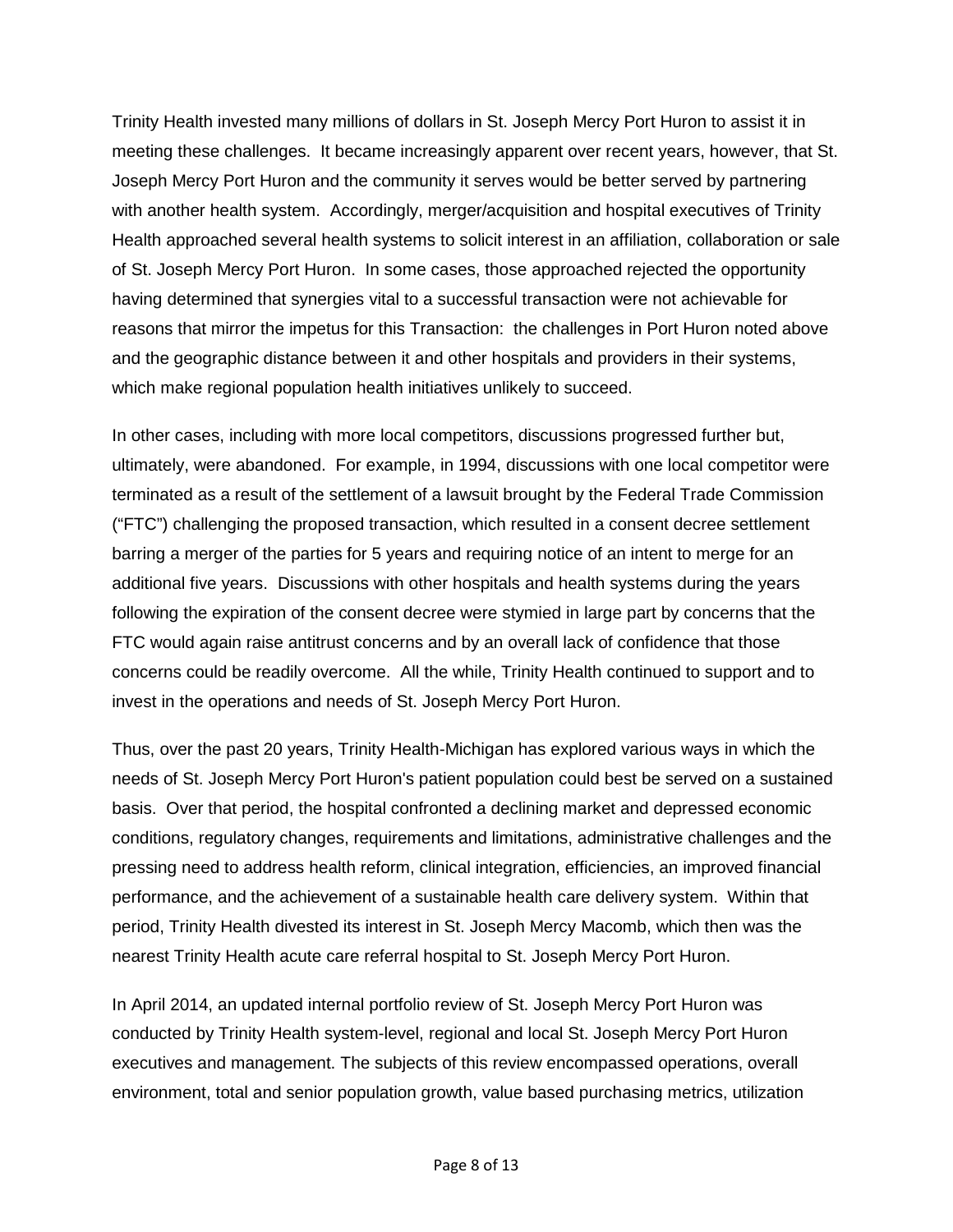Trinity Health invested many millions of dollars in St. Joseph Mercy Port Huron to assist it in meeting these challenges. It became increasingly apparent over recent years, however, that St. Joseph Mercy Port Huron and the community it serves would be better served by partnering with another health system. Accordingly, merger/acquisition and hospital executives of Trinity Health approached several health systems to solicit interest in an affiliation, collaboration or sale of St. Joseph Mercy Port Huron. In some cases, those approached rejected the opportunity having determined that synergies vital to a successful transaction were not achievable for reasons that mirror the impetus for this Transaction: the challenges in Port Huron noted above and the geographic distance between it and other hospitals and providers in their systems, which make regional population health initiatives unlikely to succeed.

In other cases, including with more local competitors, discussions progressed further but, ultimately, were abandoned. For example, in 1994, discussions with one local competitor were terminated as a result of the settlement of a lawsuit brought by the Federal Trade Commission ("FTC") challenging the proposed transaction, which resulted in a consent decree settlement barring a merger of the parties for 5 years and requiring notice of an intent to merge for an additional five years. Discussions with other hospitals and health systems during the years following the expiration of the consent decree were stymied in large part by concerns that the FTC would again raise antitrust concerns and by an overall lack of confidence that those concerns could be readily overcome. All the while, Trinity Health continued to support and to invest in the operations and needs of St. Joseph Mercy Port Huron.

Thus, over the past 20 years, Trinity Health-Michigan has explored various ways in which the needs of St. Joseph Mercy Port Huron's patient population could best be served on a sustained basis. Over that period, the hospital confronted a declining market and depressed economic conditions, regulatory changes, requirements and limitations, administrative challenges and the pressing need to address health reform, clinical integration, efficiencies, an improved financial performance, and the achievement of a sustainable health care delivery system. Within that period, Trinity Health divested its interest in St. Joseph Mercy Macomb, which then was the nearest Trinity Health acute care referral hospital to St. Joseph Mercy Port Huron.

In April 2014, an updated internal portfolio review of St. Joseph Mercy Port Huron was conducted by Trinity Health system-level, regional and local St. Joseph Mercy Port Huron executives and management. The subjects of this review encompassed operations, overall environment, total and senior population growth, value based purchasing metrics, utilization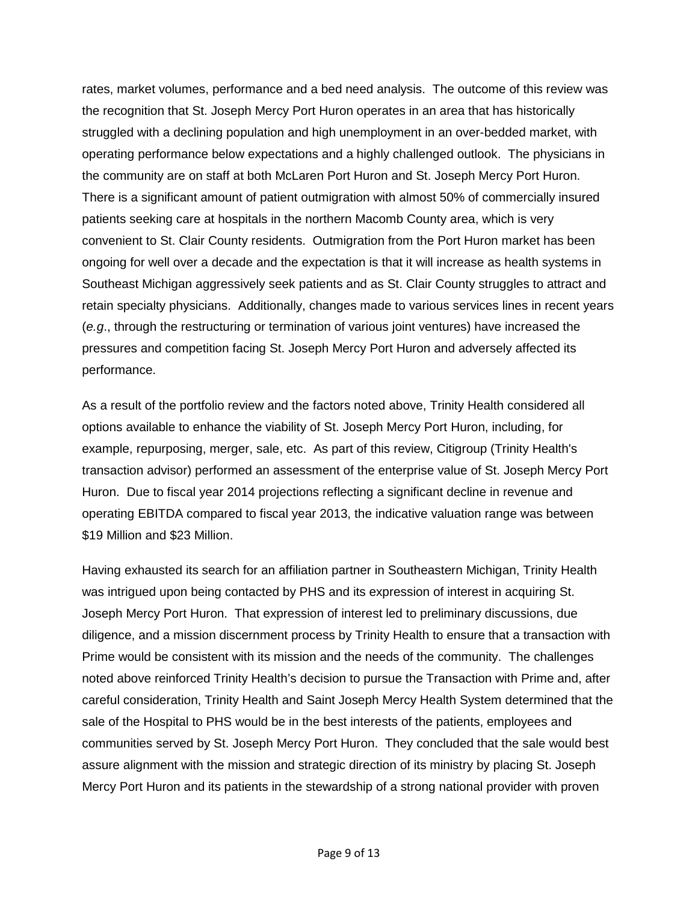rates, market volumes, performance and a bed need analysis. The outcome of this review was the recognition that St. Joseph Mercy Port Huron operates in an area that has historically struggled with a declining population and high unemployment in an over-bedded market, with operating performance below expectations and a highly challenged outlook. The physicians in the community are on staff at both McLaren Port Huron and St. Joseph Mercy Port Huron. There is a significant amount of patient outmigration with almost 50% of commercially insured patients seeking care at hospitals in the northern Macomb County area, which is very convenient to St. Clair County residents. Outmigration from the Port Huron market has been ongoing for well over a decade and the expectation is that it will increase as health systems in Southeast Michigan aggressively seek patients and as St. Clair County struggles to attract and retain specialty physicians. Additionally, changes made to various services lines in recent years (*e.g*., through the restructuring or termination of various joint ventures) have increased the pressures and competition facing St. Joseph Mercy Port Huron and adversely affected its performance.

As a result of the portfolio review and the factors noted above, Trinity Health considered all options available to enhance the viability of St. Joseph Mercy Port Huron, including, for example, repurposing, merger, sale, etc. As part of this review, Citigroup (Trinity Health's transaction advisor) performed an assessment of the enterprise value of St. Joseph Mercy Port Huron. Due to fiscal year 2014 projections reflecting a significant decline in revenue and operating EBITDA compared to fiscal year 2013, the indicative valuation range was between $19 Million and $23 Million.

Having exhausted its search for an affiliation partner in Southeastern Michigan, Trinity Health was intrigued upon being contacted by PHS and its expression of interest in acquiring St. Joseph Mercy Port Huron. That expression of interest led to preliminary discussions, due diligence, and a mission discernment process by Trinity Health to ensure that a transaction with Prime would be consistent with its mission and the needs of the community. The challenges noted above reinforced Trinity Health's decision to pursue the Transaction with Prime and, after careful consideration, Trinity Health and Saint Joseph Mercy Health System determined that the sale of the Hospital to PHS would be in the best interests of the patients, employees and communities served by St. Joseph Mercy Port Huron. They concluded that the sale would best assure alignment with the mission and strategic direction of its ministry by placing St. Joseph Mercy Port Huron and its patients in the stewardship of a strong national provider with proven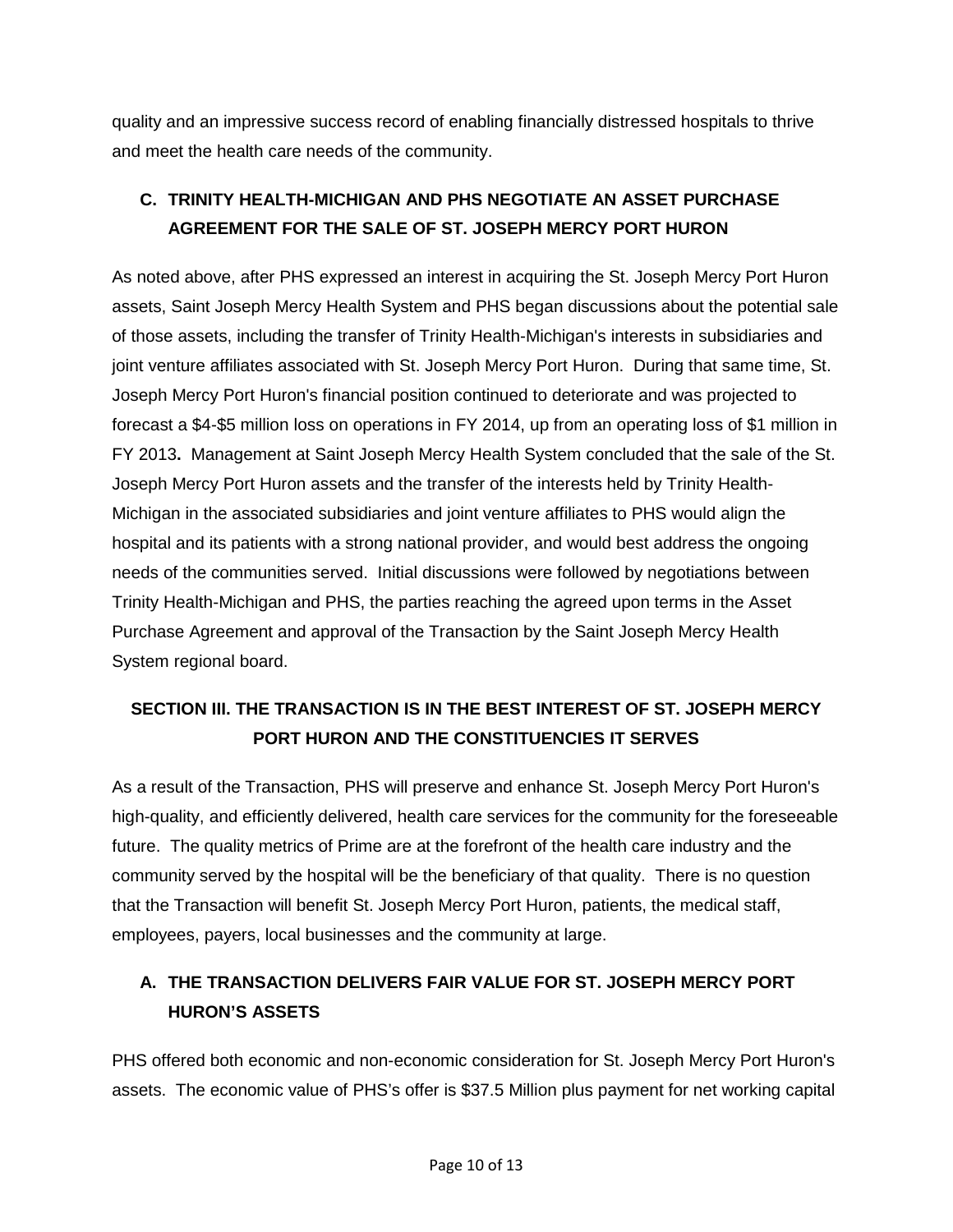quality and an impressive success record of enabling financially distressed hospitals to thrive and meet the health care needs of the community.

### C. TRINITY HEALTH-MICHIGAN AND PHS NEGOTIATE AN ASSET PURCHASE AGREEMENT FOR THE SALE OF ST. JOSEPH MERCY PORT HURON

As noted above, after PHS expressed an interest in acquiring the St. Joseph Mercy Port Huron assets, Saint Joseph Mercy Health System and PHS began discussions about the potential sale of those assets, including the transfer of Trinity Health-Michigan's interests in subsidiaries and joint venture affiliates associated with St. Joseph Mercy Port Huron. During that same time, St. Joseph Mercy Port Huron's financial position continued to deteriorate and was projected to forecast a $4-$5 million loss on operations in FY 2014, up from an operating loss of $1 million in FY 2013**.** Management at Saint Joseph Mercy Health System concluded that the sale of the St. Joseph Mercy Port Huron assets and the transfer of the interests held by Trinity Health-Michigan in the associated subsidiaries and joint venture affiliates to PHS would align the hospital and its patients with a strong national provider, and would best address the ongoing needs of the communities served. Initial discussions were followed by negotiations between Trinity Health-Michigan and PHS, the parties reaching the agreed upon terms in the Asset Purchase Agreement and approval of the Transaction by the Saint Joseph Mercy Health System regional board.

## SECTION III. THE TRANSACTION IS IN THE BEST INTEREST OF ST. JOSEPH MERCY PORT HURON AND THE CONSTITUENCIES IT SERVES

As a result of the Transaction, PHS will preserve and enhance St. Joseph Mercy Port Huron's high-quality, and efficiently delivered, health care services for the community for the foreseeable future. The quality metrics of Prime are at the forefront of the health care industry and the community served by the hospital will be the beneficiary of that quality. There is no question that the Transaction will benefit St. Joseph Mercy Port Huron, patients, the medical staff, employees, payers, local businesses and the community at large.

### A. THE TRANSACTION DELIVERS FAIR VALUE FOR ST. JOSEPH MERCY PORT HURON'S ASSETS

PHS offered both economic and non-economic consideration for St. Joseph Mercy Port Huron's assets. The economic value of PHS's offer is $37.5 Million plus payment for net working capital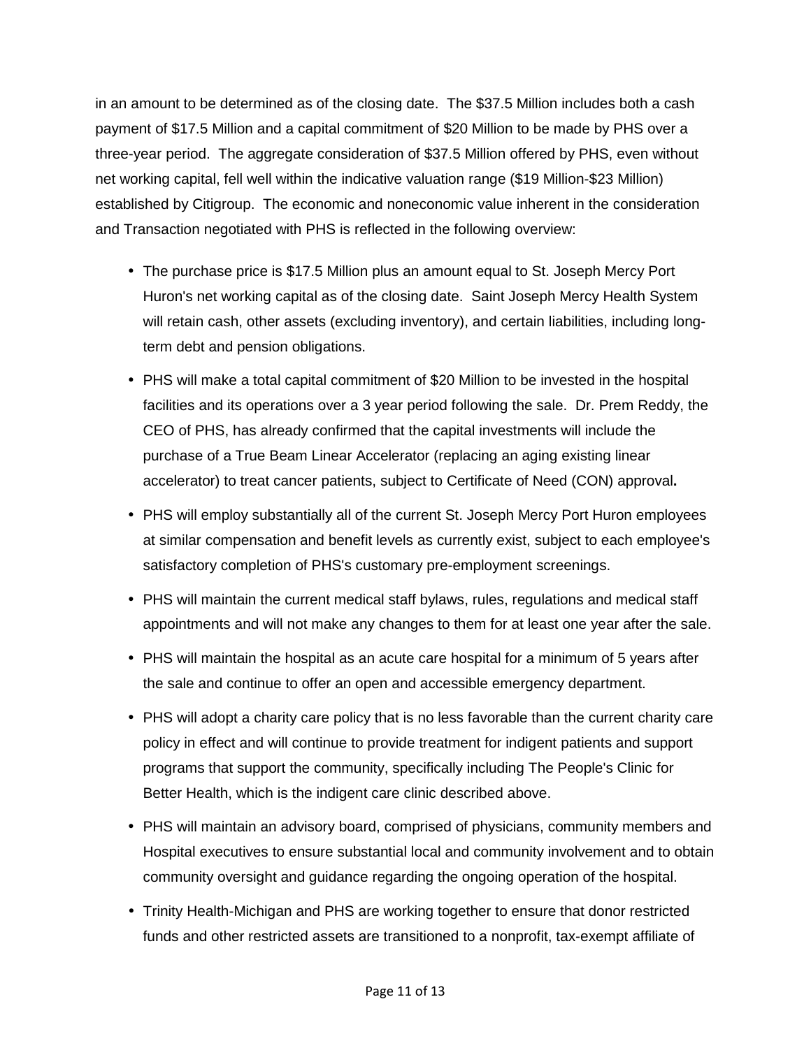in an amount to be determined as of the closing date. The $37.5 Million includes both a cash payment of $17.5 Million and a capital commitment of $20 Million to be made by PHS over a three-year period. The aggregate consideration of $37.5 Million offered by PHS, even without net working capital, fell well within the indicative valuation range ($19 Million-$23 Million) established by Citigroup. The economic and noneconomic value inherent in the consideration and Transaction negotiated with PHS is reflected in the following overview:

- The purchase price is $17.5 Million plus an amount equal to St. Joseph Mercy Port Huron's net working capital as of the closing date. Saint Joseph Mercy Health System will retain cash, other assets (excluding inventory), and certain liabilities, including long-term debt and pension obligations.
- PHS will make a total capital commitment of $20 Million to be invested in the hospital facilities and its operations over a 3 year period following the sale. Dr. Prem Reddy, the CEO of PHS, has already confirmed that the capital investments will include the purchase of a True Beam Linear Accelerator (replacing an aging existing linear accelerator) to treat cancer patients, subject to Certificate of Need (CON) approval**.**
- PHS will employ substantially all of the current St. Joseph Mercy Port Huron employees at similar compensation and benefit levels as currently exist, subject to each employee's satisfactory completion of PHS's customary pre-employment screenings.
- PHS will maintain the current medical staff bylaws, rules, regulations and medical staff appointments and will not make any changes to them for at least one year after the sale.
- PHS will maintain the hospital as an acute care hospital for a minimum of 5 years after the sale and continue to offer an open and accessible emergency department.
- PHS will adopt a charity care policy that is no less favorable than the current charity care policy in effect and will continue to provide treatment for indigent patients and support programs that support the community, specifically including The People's Clinic for Better Health, which is the indigent care clinic described above.
- PHS will maintain an advisory board, comprised of physicians, community members and Hospital executives to ensure substantial local and community involvement and to obtain community oversight and guidance regarding the ongoing operation of the hospital.
- Trinity Health-Michigan and PHS are working together to ensure that donor restricted funds and other restricted assets are transitioned to a nonprofit, tax-exempt affiliate of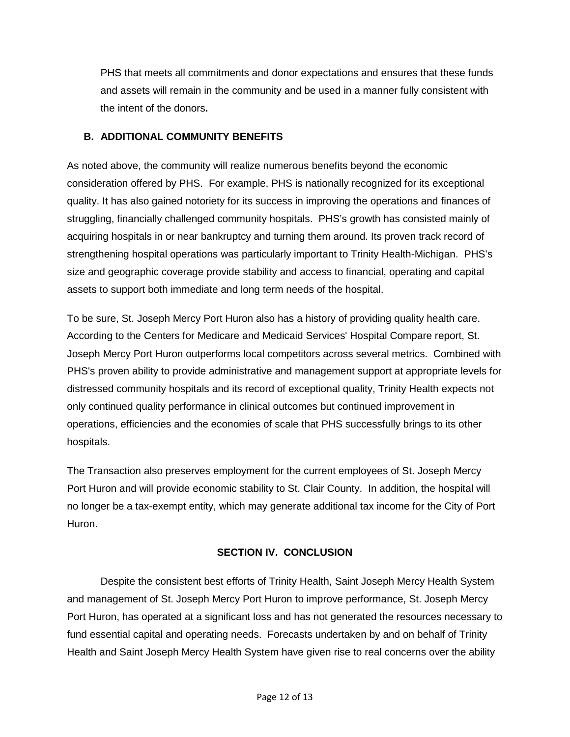PHS that meets all commitments and donor expectations and ensures that these funds and assets will remain in the community and be used in a manner fully consistent with the intent of the donors**.**

### B. ADDITIONAL COMMUNITY BENEFITS

As noted above, the community will realize numerous benefits beyond the economic consideration offered by PHS. For example, PHS is nationally recognized for its exceptional quality. It has also gained notoriety for its success in improving the operations and finances of struggling, financially challenged community hospitals. PHS's growth has consisted mainly of acquiring hospitals in or near bankruptcy and turning them around. Its proven track record of strengthening hospital operations was particularly important to Trinity Health-Michigan. PHS's size and geographic coverage provide stability and access to financial, operating and capital assets to support both immediate and long term needs of the hospital.

To be sure, St. Joseph Mercy Port Huron also has a history of providing quality health care. According to the Centers for Medicare and Medicaid Services' Hospital Compare report, St. Joseph Mercy Port Huron outperforms local competitors across several metrics. Combined with PHS's proven ability to provide administrative and management support at appropriate levels for distressed community hospitals and its record of exceptional quality, Trinity Health expects not only continued quality performance in clinical outcomes but continued improvement in operations, efficiencies and the economies of scale that PHS successfully brings to its other hospitals.

The Transaction also preserves employment for the current employees of St. Joseph Mercy Port Huron and will provide economic stability to St. Clair County. In addition, the hospital will no longer be a tax-exempt entity, which may generate additional tax income for the City of Port Huron.

## SECTION IV. CONCLUSION

Despite the consistent best efforts of Trinity Health, Saint Joseph Mercy Health System and management of St. Joseph Mercy Port Huron to improve performance, St. Joseph Mercy Port Huron, has operated at a significant loss and has not generated the resources necessary to fund essential capital and operating needs. Forecasts undertaken by and on behalf of Trinity Health and Saint Joseph Mercy Health System have given rise to real concerns over the ability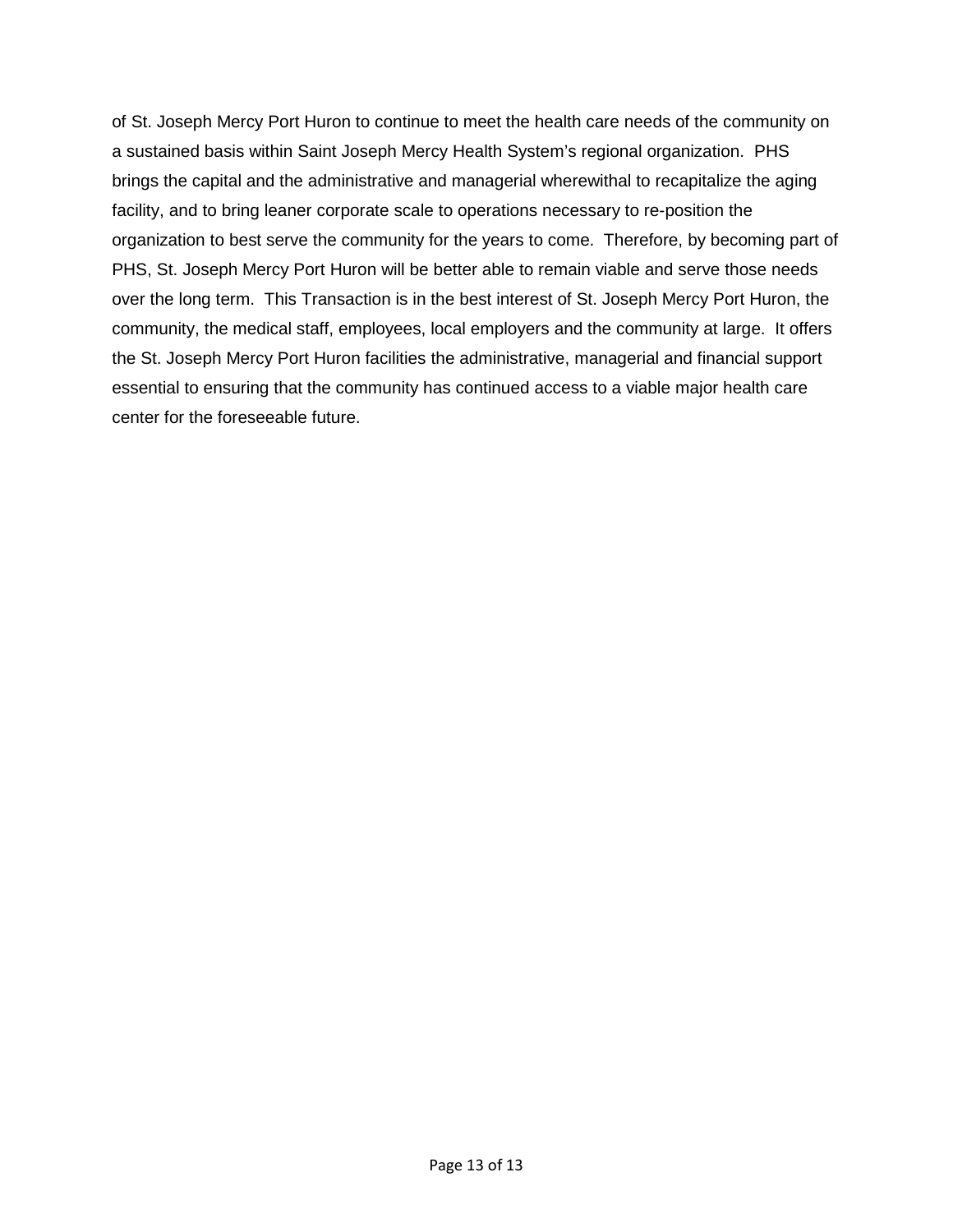of St. Joseph Mercy Port Huron to continue to meet the health care needs of the community on a sustained basis within Saint Joseph Mercy Health System's regional organization. PHS brings the capital and the administrative and managerial wherewithal to recapitalize the aging facility, and to bring leaner corporate scale to operations necessary to re-position the organization to best serve the community for the years to come. Therefore, by becoming part of PHS, St. Joseph Mercy Port Huron will be better able to remain viable and serve those needs over the long term. This Transaction is in the best interest of St. Joseph Mercy Port Huron, the community, the medical staff, employees, local employers and the community at large. It offers the St. Joseph Mercy Port Huron facilities the administrative, managerial and financial support essential to ensuring that the community has continued access to a viable major health care center for the foreseeable future.